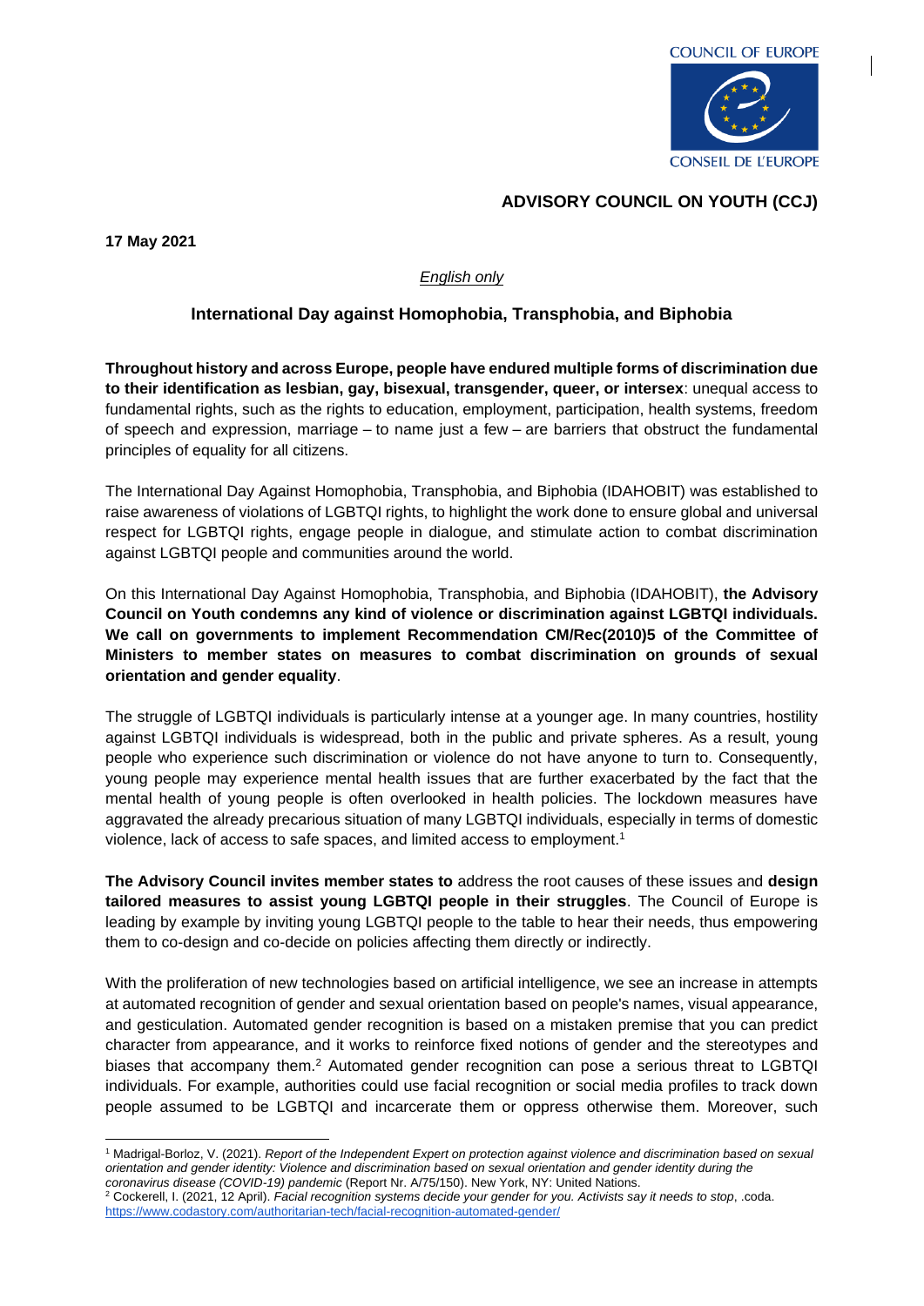COUNCIL OF EUROPE

CONSEIL DE L'EUROPE

**ADVISORY COUNCIL ON YOUTH (CCJ)**

**17 May 2021**

*English only*

## International Day against Homophobia, Transphobia, and Biphobia

**Throughout history and across Europe, people have endured multiple forms of discrimination due to their identification as lesbian, gay, bisexual, transgender, queer, or intersex**: unequal access to fundamental rights, such as the rights to education, employment, participation, health systems, freedom of speech and expression, marriage – to name just a few – are barriers that obstruct the fundamental principles of equality for all citizens.

The International Day Against Homophobia, Transphobia, and Biphobia (IDAHOBIT) was established to raise awareness of violations of LGBTQI rights, to highlight the work done to ensure global and universal respect for LGBTQI rights, engage people in dialogue, and stimulate action to combat discrimination against LGBTQI people and communities around the world.

On this International Day Against Homophobia, Transphobia, and Biphobia (IDAHOBIT), **the Advisory Council on Youth condemns any kind of violence or discrimination against LGBTQI individuals. We call on governments to implement Recommendation CM/Rec(2010)5 of the Committee of Ministers to member states on measures to combat discrimination on grounds of sexual orientation and gender equality**.

The struggle of LGBTQI individuals is particularly intense at a younger age. In many countries, hostility against LGBTQI individuals is widespread, both in the public and private spheres. As a result, young people who experience such discrimination or violence do not have anyone to turn to. Consequently, young people may experience mental health issues that are further exacerbated by the fact that the mental health of young people is often overlooked in health policies. The lockdown measures have aggravated the already precarious situation of many LGBTQI individuals, especially in terms of domestic violence, lack of access to safe spaces, and limited access to employment.[1]

**The Advisory Council invites member states to** address the root causes of these issues and **design tailored measures to assist young LGBTQI people in their struggles**. The Council of Europe is leading by example by inviting young LGBTQI people to the table to hear their needs, thus empowering them to co-design and co-decide on policies affecting them directly or indirectly.

With the proliferation of new technologies based on artificial intelligence, we see an increase in attempts at automated recognition of gender and sexual orientation based on people's names, visual appearance, and gesticulation. Automated gender recognition is based on a mistaken premise that you can predict character from appearance, and it works to reinforce fixed notions of gender and the stereotypes and biases that accompany them.[2] Automated gender recognition can pose a serious threat to LGBTQI individuals. For example, authorities could use facial recognition or social media profiles to track down people assumed to be LGBTQI and incarcerate them or oppress otherwise them. Moreover, such

---

[1] Madrigal-Borloz, V. (2021). *Report of the Independent Expert on protection against violence and discrimination based on sexual orientation and gender identity: Violence and discrimination based on sexual orientation and gender identity during the coronavirus disease (COVID-19) pandemic* (Report Nr. A/75/150). New York, NY: United Nations.

[2] Cockerell, I. (2021, 12 April). *Facial recognition systems decide your gender for you. Activists say it needs to stop*, .coda. https://www.codastory.com/authoritarian-tech/facial-recognition-automated-gender/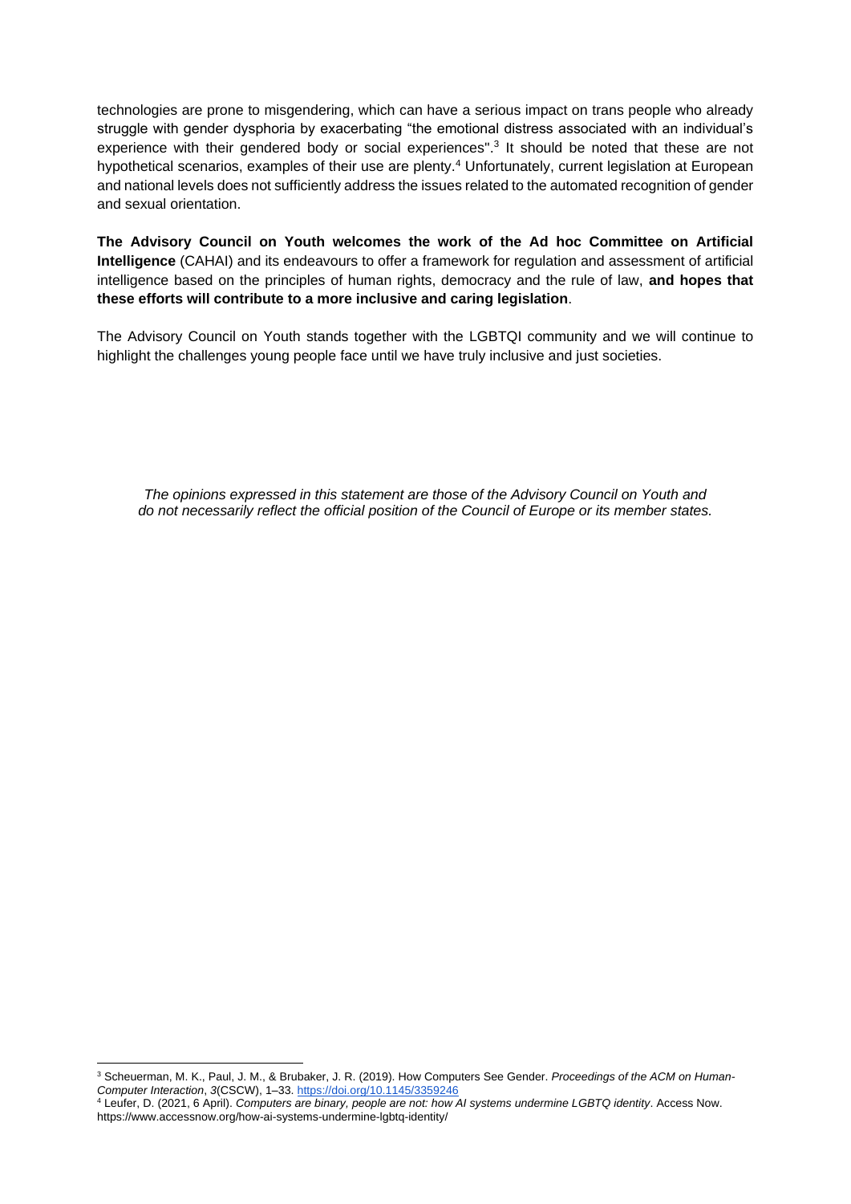technologies are prone to misgendering, which can have a serious impact on trans people who already struggle with gender dysphoria by exacerbating "the emotional distress associated with an individual's experience with their gendered body or social experiences".[3] It should be noted that these are not hypothetical scenarios, examples of their use are plenty.[4] Unfortunately, current legislation at European and national levels does not sufficiently address the issues related to the automated recognition of gender and sexual orientation.

**The Advisory Council on Youth welcomes the work of the Ad hoc Committee on Artificial Intelligence** (CAHAI) and its endeavours to offer a framework for regulation and assessment of artificial intelligence based on the principles of human rights, democracy and the rule of law, **and hopes that these efforts will contribute to a more inclusive and caring legislation**.

The Advisory Council on Youth stands together with the LGBTQI community and we will continue to highlight the challenges young people face until we have truly inclusive and just societies.

*The opinions expressed in this statement are those of the Advisory Council on Youth and do not necessarily reflect the official position of the Council of Europe or its member states.*

---

[3] Scheuerman, M. K., Paul, J. M., & Brubaker, J. R. (2019). How Computers See Gender. *Proceedings of the ACM on Human-Computer Interaction*, *3*(CSCW), 1–33. https://doi.org/10.1145/3359246

[4] Leufer, D. (2021, 6 April). *Computers are binary, people are not: how AI systems undermine LGBTQ identity*. Access Now. https://www.accessnow.org/how-ai-systems-undermine-lgbtq-identity/